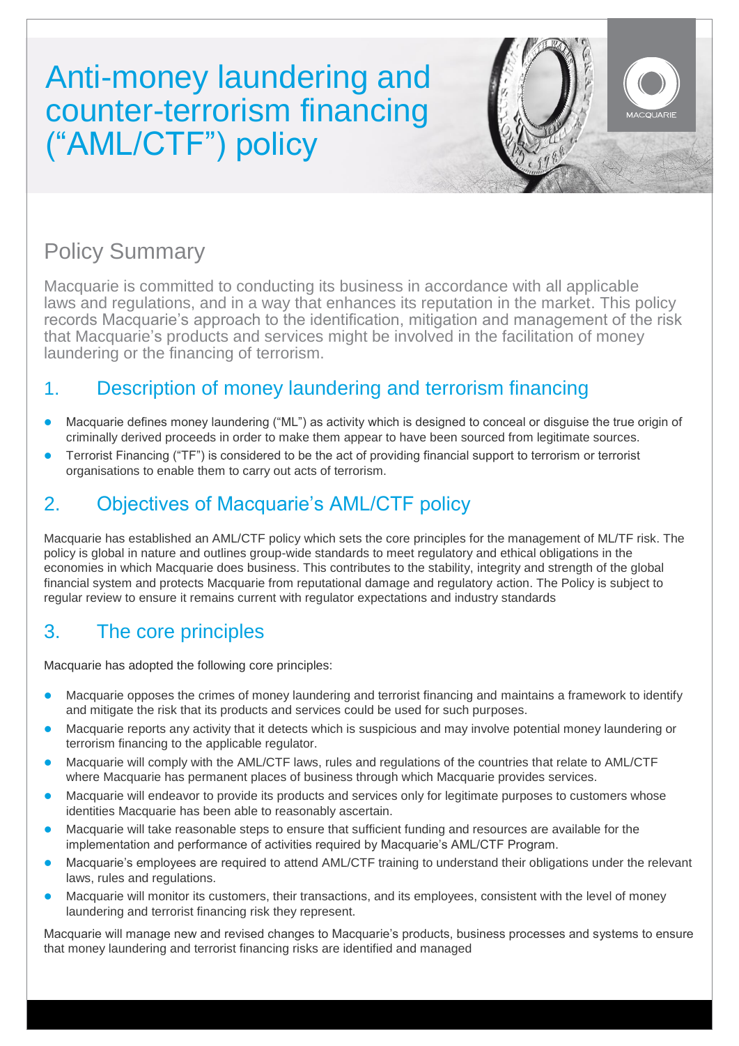# Anti-money laundering and counter-terrorism financing ("AML/CTF") policy

## Policy Summary

Macquarie is committed to conducting its business in accordance with all applicable laws and regulations, and in a way that enhances its reputation in the market. This policy records Macquarie's approach to the identification, mitigation and management of the risk that Macquarie's products and services might be involved in the facilitation of money laundering or the financing of terrorism.

## 1. Description of money laundering and terrorism financing

- Macquarie defines money laundering ("ML") as activity which is designed to conceal or disguise the true origin of criminally derived proceeds in order to make them appear to have been sourced from legitimate sources.
- Terrorist Financing ("TF") is considered to be the act of providing financial support to terrorism or terrorist organisations to enable them to carry out acts of terrorism.

## 2. Objectives of Macquarie's AML/CTF policy

Macquarie has established an AML/CTF policy which sets the core principles for the management of ML/TF risk. The policy is global in nature and outlines group-wide standards to meet regulatory and ethical obligations in the economies in which Macquarie does business. This contributes to the stability, integrity and strength of the global financial system and protects Macquarie from reputational damage and regulatory action. The Policy is subject to regular review to ensure it remains current with regulator expectations and industry standards

## 3. The core principles

Macquarie has adopted the following core principles:

- Macquarie opposes the crimes of money laundering and terrorist financing and maintains a framework to identify and mitigate the risk that its products and services could be used for such purposes.
- Macquarie reports any activity that it detects which is suspicious and may involve potential money laundering or terrorism financing to the applicable regulator.
- Macquarie will comply with the AML/CTF laws, rules and regulations of the countries that relate to AML/CTF where Macquarie has permanent places of business through which Macquarie provides services.
- Macquarie will endeavor to provide its products and services only for legitimate purposes to customers whose identities Macquarie has been able to reasonably ascertain.
- Macquarie will take reasonable steps to ensure that sufficient funding and resources are available for the implementation and performance of activities required by Macquarie's AML/CTF Program.
- Macquarie's employees are required to attend AML/CTF training to understand their obligations under the relevant laws, rules and regulations.
- Macquarie will monitor its customers, their transactions, and its employees, consistent with the level of money laundering and terrorist financing risk they represent.

Macquarie will manage new and revised changes to Macquarie's products, business processes and systems to ensure that money laundering and terrorist financing risks are identified and managed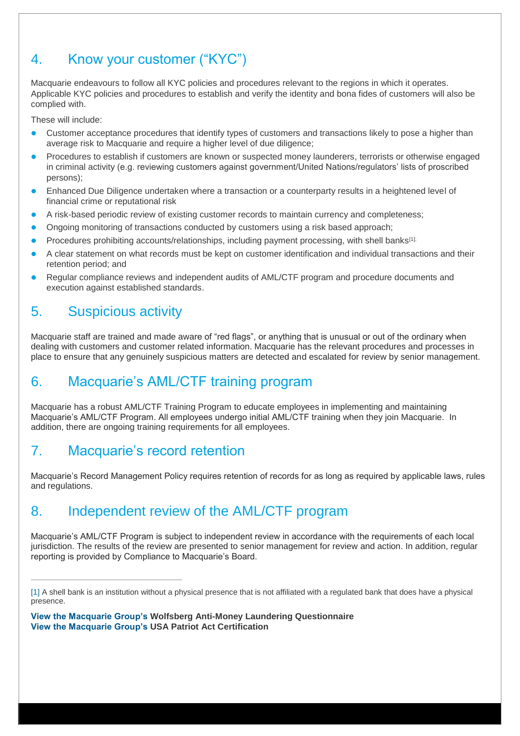## 4. Know your customer ("KYC")

Macquarie endeavours to follow all KYC policies and procedures relevant to the regions in which it operates. Applicable KYC policies and procedures to establish and verify the identity and bona fides of customers will also be complied with.

These will include:

- Customer acceptance procedures that identify types of customers and transactions likely to pose a higher than average risk to Macquarie and require a higher level of due diligence;
- Procedures to establish if customers are known or suspected money launderers, terrorists or otherwise engaged in criminal activity (e.g. reviewing customers against government/United Nations/regulators' lists of proscribed persons);
- Enhanced Due Diligence undertaken where a transaction or a counterparty results in a heightened level of financial crime or reputational risk
- A risk-based periodic review of existing customer records to maintain currency and completeness;
- Ongoing monitoring of transactions conducted by customers using a risk based approach;
- Procedures prohibiting accounts/relationships, including payment processing, with shell banks[1];
- A clear statement on what records must be kept on customer identification and individual transactions and their retention period; and
- Regular compliance reviews and independent audits of AML/CTF program and procedure documents and execution against established standards.

## 5. Suspicious activity

Macquarie staff are trained and made aware of "red flags", or anything that is unusual or out of the ordinary when dealing with customers and customer related information. Macquarie has the relevant procedures and processes in place to ensure that any genuinely suspicious matters are detected and escalated for review by senior management.

## 6. Macquarie's AML/CTF training program

Macquarie has a robust AML/CTF Training Program to educate employees in implementing and maintaining Macquarie's AML/CTF Program. All employees undergo initial AML/CTF training when they join Macquarie. In addition, there are ongoing training requirements for all employees.

## 7. Macquarie's record retention

Macquarie's Record Management Policy requires retention of records for as long as required by applicable laws, rules and regulations.

## 8. Independent review of the AML/CTF program

Macquarie's AML/CTF Program is subject to independent review in accordance with the requirements of each local jurisdiction. The results of the review are presented to senior management for review and action. In addition, regular reporting is provided by Compliance to Macquarie's Board.

---

[1] A shell bank is an institution without a physical presence that is not affiliated with a regulated bank that does have a physical presence.

**View the Macquarie Group's Wolfsberg Anti-Money Laundering Questionnaire**
**View the Macquarie Group's USA Patriot Act Certification**